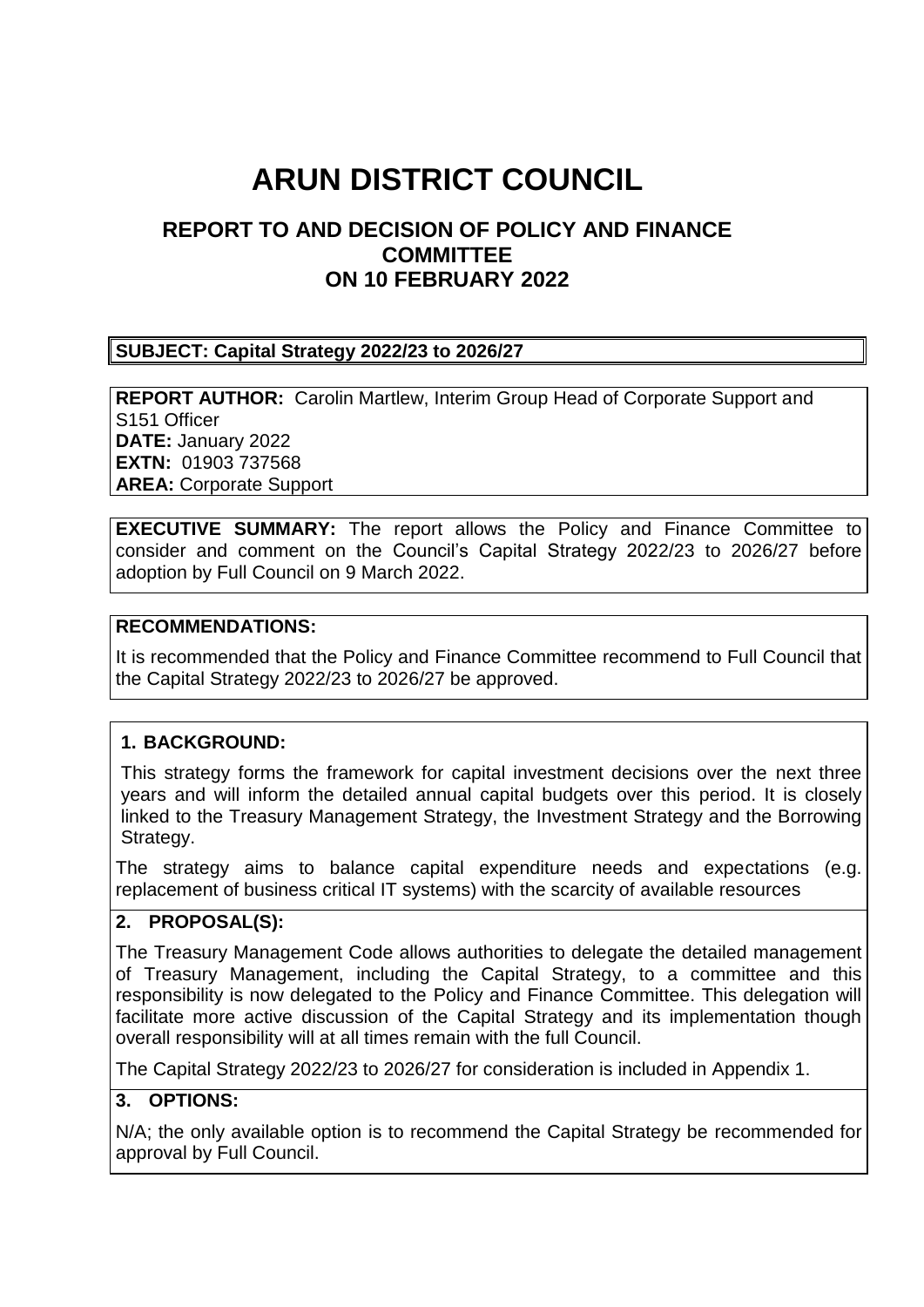# ARUN DISTRICT COUNCIL

## REPORT TO AND DECISION OF POLICY AND FINANCE COMMITTEE ON 10 FEBRUARY 2022

**SUBJECT: Capital Strategy 2022/23 to 2026/27**

**REPORT AUTHOR:** Carolin Martlew, Interim Group Head of Corporate Support and S151 Officer
**DATE:** January 2022
**EXTN:** 01903 737568
**AREA:** Corporate Support

**EXECUTIVE SUMMARY:** The report allows the Policy and Finance Committee to consider and comment on the Council's Capital Strategy 2022/23 to 2026/27 before adoption by Full Council on 9 March 2022.

**RECOMMENDATIONS:**

It is recommended that the Policy and Finance Committee recommend to Full Council that the Capital Strategy 2022/23 to 2026/27 be approved.

**1. BACKGROUND:**

This strategy forms the framework for capital investment decisions over the next three years and will inform the detailed annual capital budgets over this period. It is closely linked to the Treasury Management Strategy, the Investment Strategy and the Borrowing Strategy.

The strategy aims to balance capital expenditure needs and expectations (e.g. replacement of business critical IT systems) with the scarcity of available resources

**2. PROPOSAL(S):**

The Treasury Management Code allows authorities to delegate the detailed management of Treasury Management, including the Capital Strategy, to a committee and this responsibility is now delegated to the Policy and Finance Committee. This delegation will facilitate more active discussion of the Capital Strategy and its implementation though overall responsibility will at all times remain with the full Council.

The Capital Strategy 2022/23 to 2026/27 for consideration is included in Appendix 1.

**3. OPTIONS:**

N/A; the only available option is to recommend the Capital Strategy be recommended for approval by Full Council.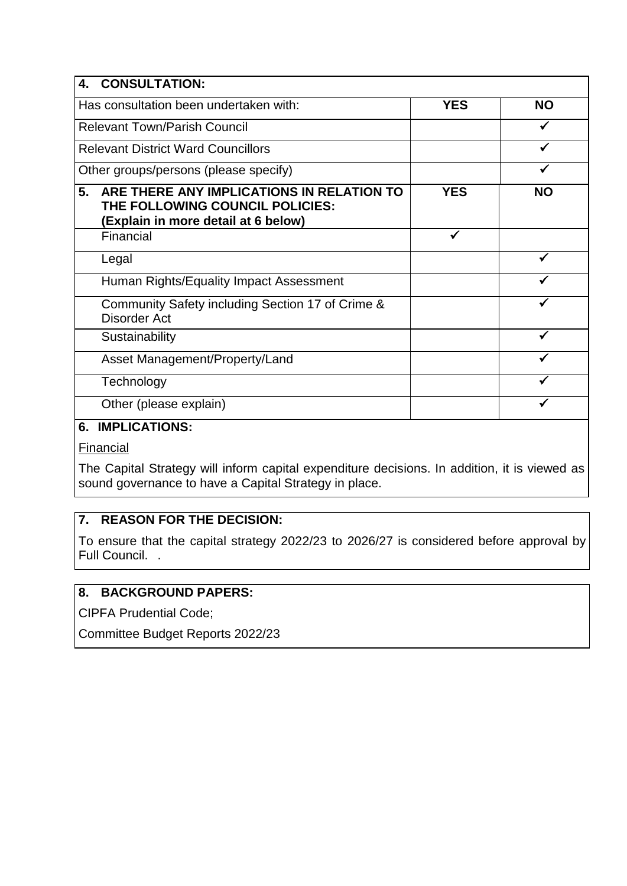| 4. CONSULTATION: | | |
|---|---|---|
| Has consultation been undertaken with: | **YES** | **NO** |
| Relevant Town/Parish Council | | ✓ |
| Relevant District Ward Councillors | | ✓ |
| Other groups/persons (please specify) | | ✓ |

| **5. ARE THERE ANY IMPLICATIONS IN RELATION TO THE FOLLOWING COUNCIL POLICIES: (Explain in more detail at 6 below)** | **YES** | **NO** |
|---|---|---|
| Financial | ✓ | |
| Legal | | ✓ |
| Human Rights/Equality Impact Assessment | | ✓ |
| Community Safety including Section 17 of Crime & Disorder Act | | ✓ |
| Sustainability | | ✓ |
| Asset Management/Property/Land | | ✓ |
| Technology | | ✓ |
| Other (please explain) | | ✓ |

## 6. IMPLICATIONS:

Financial

The Capital Strategy will inform capital expenditure decisions. In addition, it is viewed as sound governance to have a Capital Strategy in place.

## 7. REASON FOR THE DECISION:

To ensure that the capital strategy 2022/23 to 2026/27 is considered before approval by Full Council. .

## 8. BACKGROUND PAPERS:

CIPFA Prudential Code;

Committee Budget Reports 2022/23